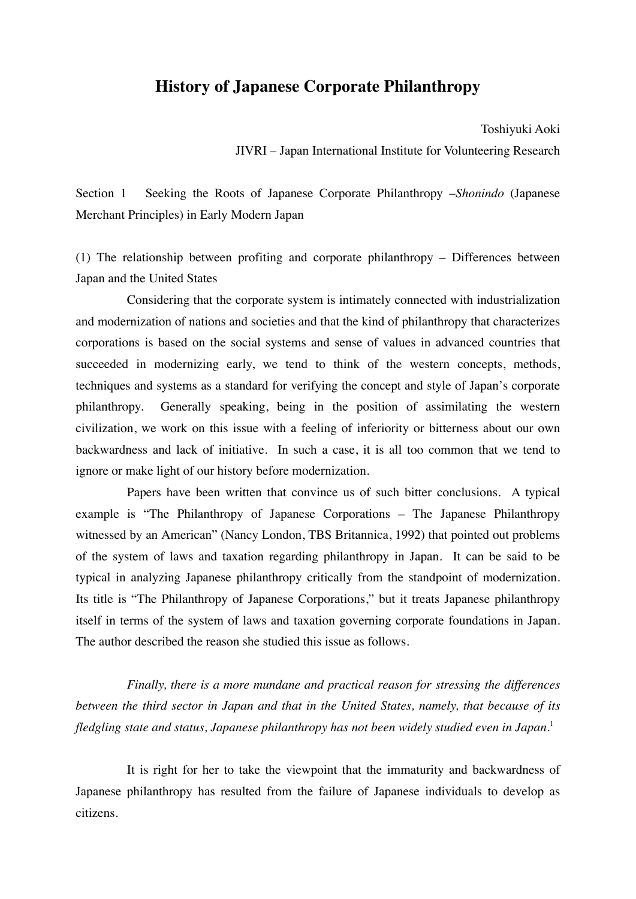# History of Japanese Corporate Philanthropy

Toshiyuki Aoki

JIVRI – Japan International Institute for Volunteering Research

## Section 1 Seeking the Roots of Japanese Corporate Philanthropy –*Shonindo* (Japanese Merchant Principles) in Early Modern Japan

### (1) The relationship between profiting and corporate philanthropy – Differences between Japan and the United States

Considering that the corporate system is intimately connected with industrialization and modernization of nations and societies and that the kind of philanthropy that characterizes corporations is based on the social systems and sense of values in advanced countries that succeeded in modernizing early, we tend to think of the western concepts, methods, techniques and systems as a standard for verifying the concept and style of Japan's corporate philanthropy. Generally speaking, being in the position of assimilating the western civilization, we work on this issue with a feeling of inferiority or bitterness about our own backwardness and lack of initiative. In such a case, it is all too common that we tend to ignore or make light of our history before modernization.

Papers have been written that convince us of such bitter conclusions. A typical example is "The Philanthropy of Japanese Corporations – The Japanese Philanthropy witnessed by an American" (Nancy London, TBS Britannica, 1992) that pointed out problems of the system of laws and taxation regarding philanthropy in Japan. It can be said to be typical in analyzing Japanese philanthropy critically from the standpoint of modernization. Its title is "The Philanthropy of Japanese Corporations," but it treats Japanese philanthropy itself in terms of the system of laws and taxation governing corporate foundations in Japan. The author described the reason she studied this issue as follows.

> *Finally, there is a more mundane and practical reason for stressing the differences between the third sector in Japan and that in the United States, namely, that because of its fledgling state and status, Japanese philanthropy has not been widely studied even in Japan.*[1]

It is right for her to take the viewpoint that the immaturity and backwardness of Japanese philanthropy has resulted from the failure of Japanese individuals to develop as citizens.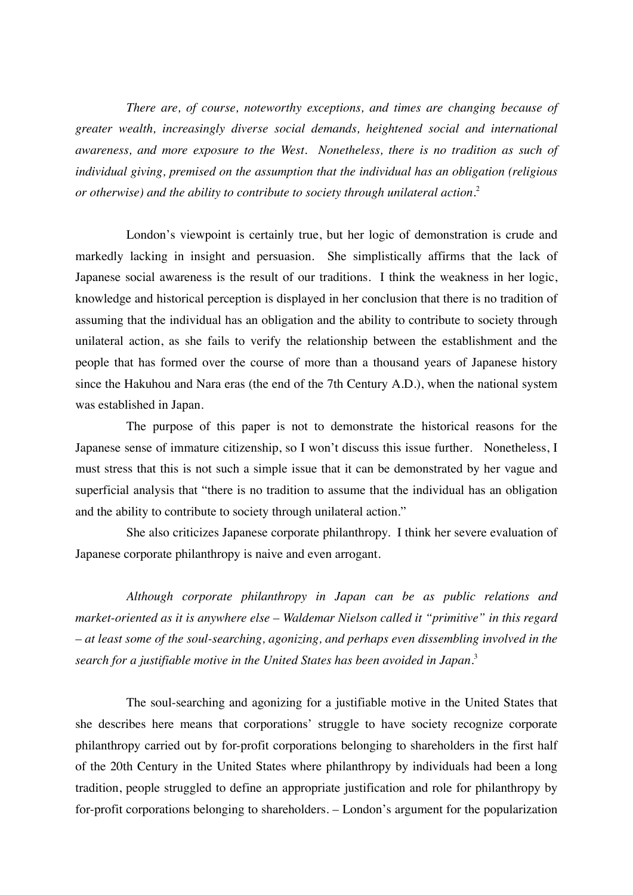*There are, of course, noteworthy exceptions, and times are changing because of greater wealth, increasingly diverse social demands, heightened social and international awareness, and more exposure to the West. Nonetheless, there is no tradition as such of individual giving, premised on the assumption that the individual has an obligation (religious or otherwise) and the ability to contribute to society through unilateral action.*[2]

London's viewpoint is certainly true, but her logic of demonstration is crude and markedly lacking in insight and persuasion. She simplistically affirms that the lack of Japanese social awareness is the result of our traditions. I think the weakness in her logic, knowledge and historical perception is displayed in her conclusion that there is no tradition of assuming that the individual has an obligation and the ability to contribute to society through unilateral action, as she fails to verify the relationship between the establishment and the people that has formed over the course of more than a thousand years of Japanese history since the Hakuhou and Nara eras (the end of the 7th Century A.D.), when the national system was established in Japan.

The purpose of this paper is not to demonstrate the historical reasons for the Japanese sense of immature citizenship, so I won't discuss this issue further. Nonetheless, I must stress that this is not such a simple issue that it can be demonstrated by her vague and superficial analysis that "there is no tradition to assume that the individual has an obligation and the ability to contribute to society through unilateral action."

She also criticizes Japanese corporate philanthropy. I think her severe evaluation of Japanese corporate philanthropy is naive and even arrogant.

*Although corporate philanthropy in Japan can be as public relations and market-oriented as it is anywhere else – Waldemar Nielson called it "primitive" in this regard – at least some of the soul-searching, agonizing, and perhaps even dissembling involved in the search for a justifiable motive in the United States has been avoided in Japan.*[3]

The soul-searching and agonizing for a justifiable motive in the United States that she describes here means that corporations' struggle to have society recognize corporate philanthropy carried out by for-profit corporations belonging to shareholders in the first half of the 20th Century in the United States where philanthropy by individuals had been a long tradition, people struggled to define an appropriate justification and role for philanthropy by for-profit corporations belonging to shareholders. – London's argument for the popularization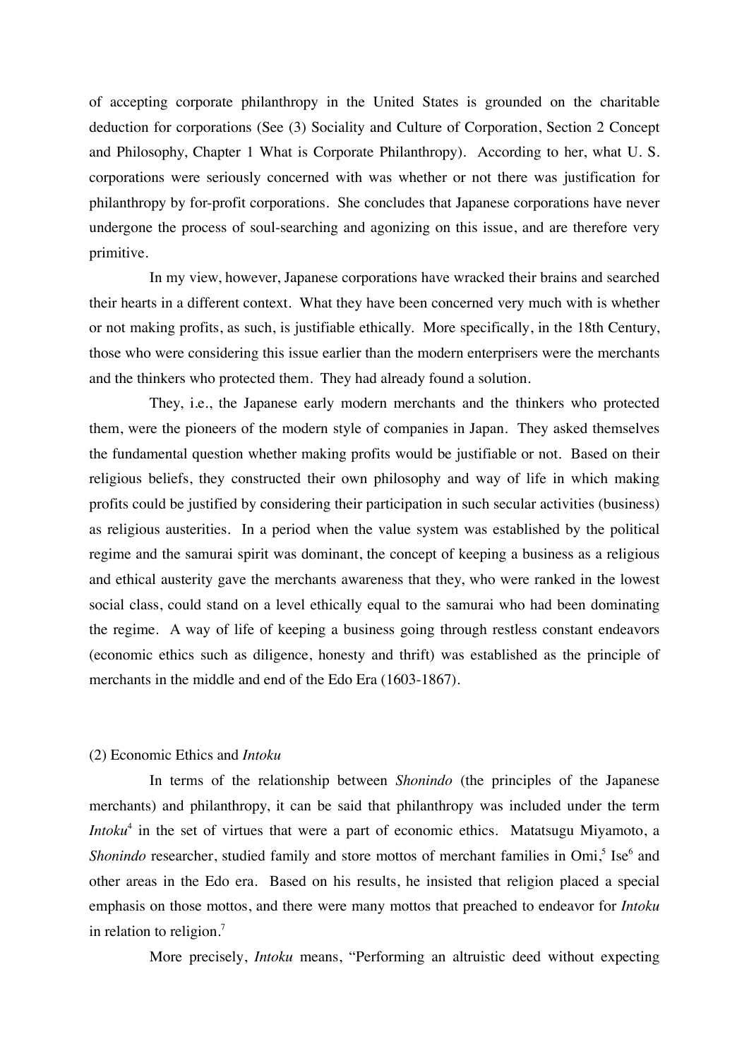of accepting corporate philanthropy in the United States is grounded on the charitable deduction for corporations (See (3) Sociality and Culture of Corporation, Section 2 Concept and Philosophy, Chapter 1 What is Corporate Philanthropy). According to her, what U. S. corporations were seriously concerned with was whether or not there was justification for philanthropy by for-profit corporations. She concludes that Japanese corporations have never undergone the process of soul-searching and agonizing on this issue, and are therefore very primitive.

In my view, however, Japanese corporations have wracked their brains and searched their hearts in a different context. What they have been concerned very much with is whether or not making profits, as such, is justifiable ethically. More specifically, in the 18th Century, those who were considering this issue earlier than the modern enterprisers were the merchants and the thinkers who protected them. They had already found a solution.

They, i.e., the Japanese early modern merchants and the thinkers who protected them, were the pioneers of the modern style of companies in Japan. They asked themselves the fundamental question whether making profits would be justifiable or not. Based on their religious beliefs, they constructed their own philosophy and way of life in which making profits could be justified by considering their participation in such secular activities (business) as religious austerities. In a period when the value system was established by the political regime and the samurai spirit was dominant, the concept of keeping a business as a religious and ethical austerity gave the merchants awareness that they, who were ranked in the lowest social class, could stand on a level ethically equal to the samurai who had been dominating the regime. A way of life of keeping a business going through restless constant endeavors (economic ethics such as diligence, honesty and thrift) was established as the principle of merchants in the middle and end of the Edo Era (1603-1867).

### (2) Economic Ethics and *Intoku*

In terms of the relationship between *Shonindo* (the principles of the Japanese merchants) and philanthropy, it can be said that philanthropy was included under the term *Intoku*[4] in the set of virtues that were a part of economic ethics. Matatsugu Miyamoto, a *Shonindo* researcher, studied family and store mottos of merchant families in Omi,[5] Ise[6] and other areas in the Edo era. Based on his results, he insisted that religion placed a special emphasis on those mottos, and there were many mottos that preached to endeavor for *Intoku* in relation to religion.[7]

More precisely, *Intoku* means, "Performing an altruistic deed without expecting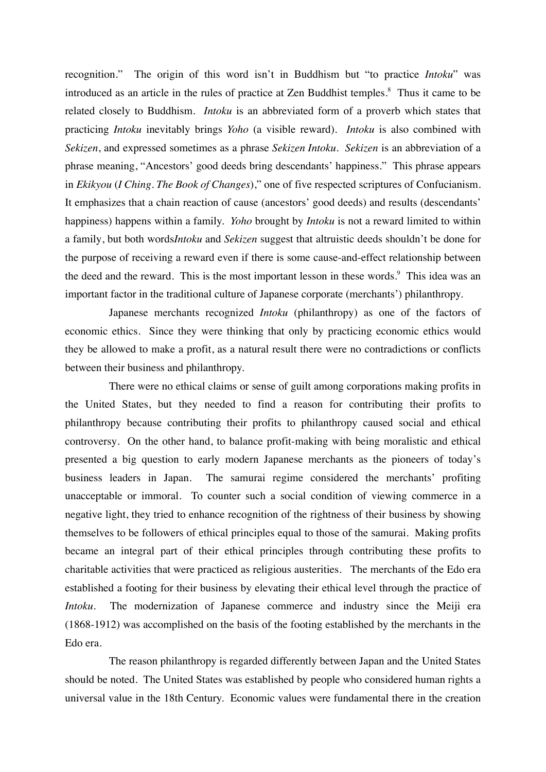recognition." The origin of this word isn't in Buddhism but "to practice *Intoku*" was introduced as an article in the rules of practice at Zen Buddhist temples.[8] Thus it came to be related closely to Buddhism. *Intoku* is an abbreviated form of a proverb which states that practicing *Intoku* inevitably brings *Yoho* (a visible reward). *Intoku* is also combined with *Sekizen*, and expressed sometimes as a phrase *Sekizen Intoku*. *Sekizen* is an abbreviation of a phrase meaning, "Ancestors' good deeds bring descendants' happiness." This phrase appears in *Ekikyou* (*I Ching*. *The Book of Changes*)," one of five respected scriptures of Confucianism. It emphasizes that a chain reaction of cause (ancestors' good deeds) and results (descendants' happiness) happens within a family. *Yoho* brought by *Intoku* is not a reward limited to within a family, but both words*Intoku* and *Sekizen* suggest that altruistic deeds shouldn't be done for the purpose of receiving a reward even if there is some cause-and-effect relationship between the deed and the reward. This is the most important lesson in these words.[9] This idea was an important factor in the traditional culture of Japanese corporate (merchants') philanthropy.

Japanese merchants recognized *Intoku* (philanthropy) as one of the factors of economic ethics. Since they were thinking that only by practicing economic ethics would they be allowed to make a profit, as a natural result there were no contradictions or conflicts between their business and philanthropy.

There were no ethical claims or sense of guilt among corporations making profits in the United States, but they needed to find a reason for contributing their profits to philanthropy because contributing their profits to philanthropy caused social and ethical controversy. On the other hand, to balance profit-making with being moralistic and ethical presented a big question to early modern Japanese merchants as the pioneers of today's business leaders in Japan. The samurai regime considered the merchants' profiting unacceptable or immoral. To counter such a social condition of viewing commerce in a negative light, they tried to enhance recognition of the rightness of their business by showing themselves to be followers of ethical principles equal to those of the samurai. Making profits became an integral part of their ethical principles through contributing these profits to charitable activities that were practiced as religious austerities. The merchants of the Edo era established a footing for their business by elevating their ethical level through the practice of *Intoku*. The modernization of Japanese commerce and industry since the Meiji era (1868-1912) was accomplished on the basis of the footing established by the merchants in the Edo era.

The reason philanthropy is regarded differently between Japan and the United States should be noted. The United States was established by people who considered human rights a universal value in the 18th Century. Economic values were fundamental there in the creation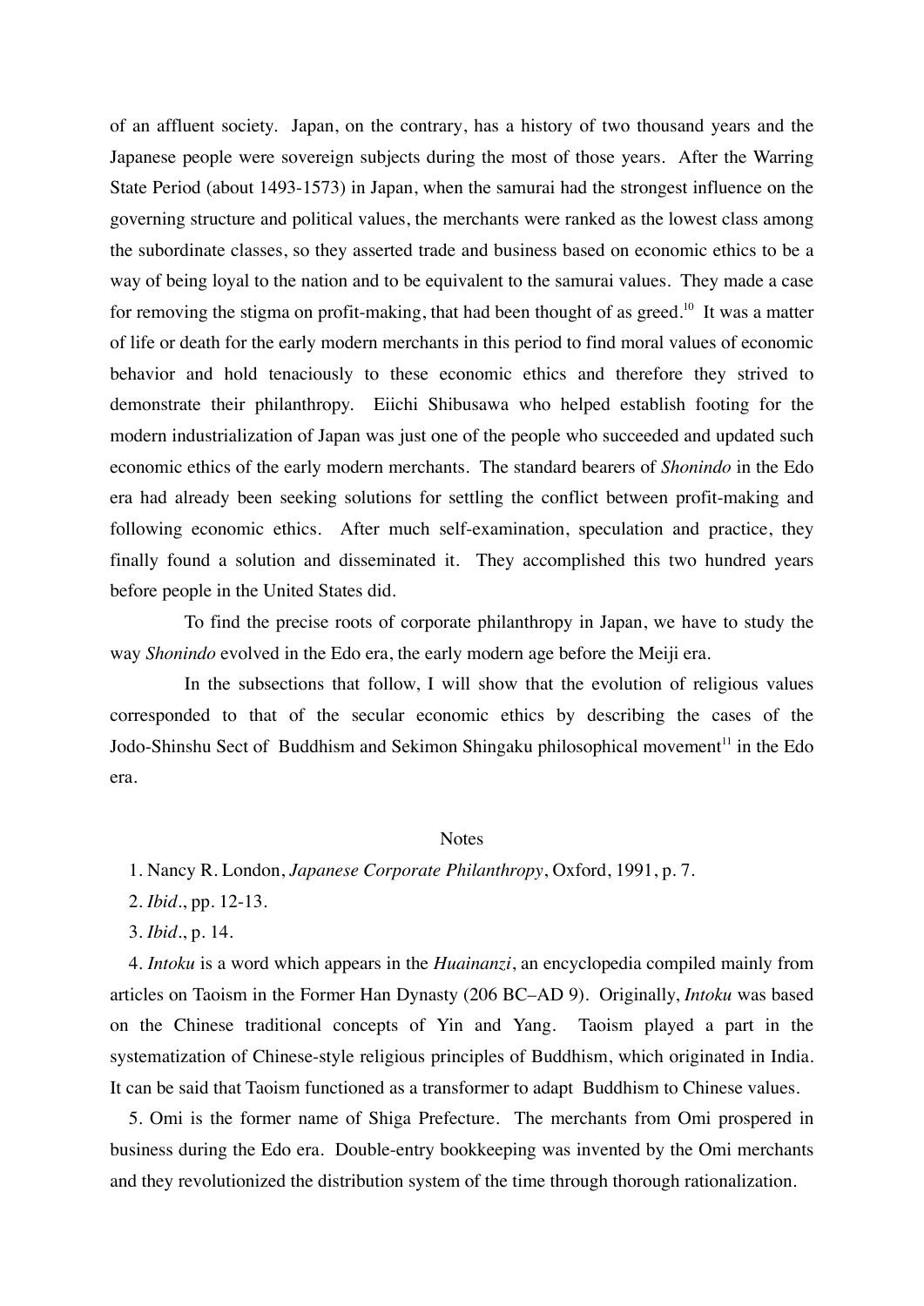of an affluent society. Japan, on the contrary, has a history of two thousand years and the Japanese people were sovereign subjects during the most of those years. After the Warring State Period (about 1493-1573) in Japan, when the samurai had the strongest influence on the governing structure and political values, the merchants were ranked as the lowest class among the subordinate classes, so they asserted trade and business based on economic ethics to be a way of being loyal to the nation and to be equivalent to the samurai values. They made a case for removing the stigma on profit-making, that had been thought of as greed.[10] It was a matter of life or death for the early modern merchants in this period to find moral values of economic behavior and hold tenaciously to these economic ethics and therefore they strived to demonstrate their philanthropy. Eiichi Shibusawa who helped establish footing for the modern industrialization of Japan was just one of the people who succeeded and updated such economic ethics of the early modern merchants. The standard bearers of *Shonindo* in the Edo era had already been seeking solutions for settling the conflict between profit-making and following economic ethics. After much self-examination, speculation and practice, they finally found a solution and disseminated it. They accomplished this two hundred years before people in the United States did.

To find the precise roots of corporate philanthropy in Japan, we have to study the way *Shonindo* evolved in the Edo era, the early modern age before the Meiji era.

In the subsections that follow, I will show that the evolution of religious values corresponded to that of the secular economic ethics by describing the cases of the Jodo-Shinshu Sect of Buddhism and Sekimon Shingaku philosophical movement[11] in the Edo era.

## Notes

1. Nancy R. London, *Japanese Corporate Philanthropy*, Oxford, 1991, p. 7.
2. *Ibid*., pp. 12-13.
3. *Ibid*., p. 14.
4. *Intoku* is a word which appears in the *Huainanzi*, an encyclopedia compiled mainly from articles on Taoism in the Former Han Dynasty (206 BC–AD 9). Originally, *Intoku* was based on the Chinese traditional concepts of Yin and Yang. Taoism played a part in the systematization of Chinese-style religious principles of Buddhism, which originated in India. It can be said that Taoism functioned as a transformer to adapt Buddhism to Chinese values.
5. Omi is the former name of Shiga Prefecture. The merchants from Omi prospered in business during the Edo era. Double-entry bookkeeping was invented by the Omi merchants and they revolutionized the distribution system of the time through thorough rationalization.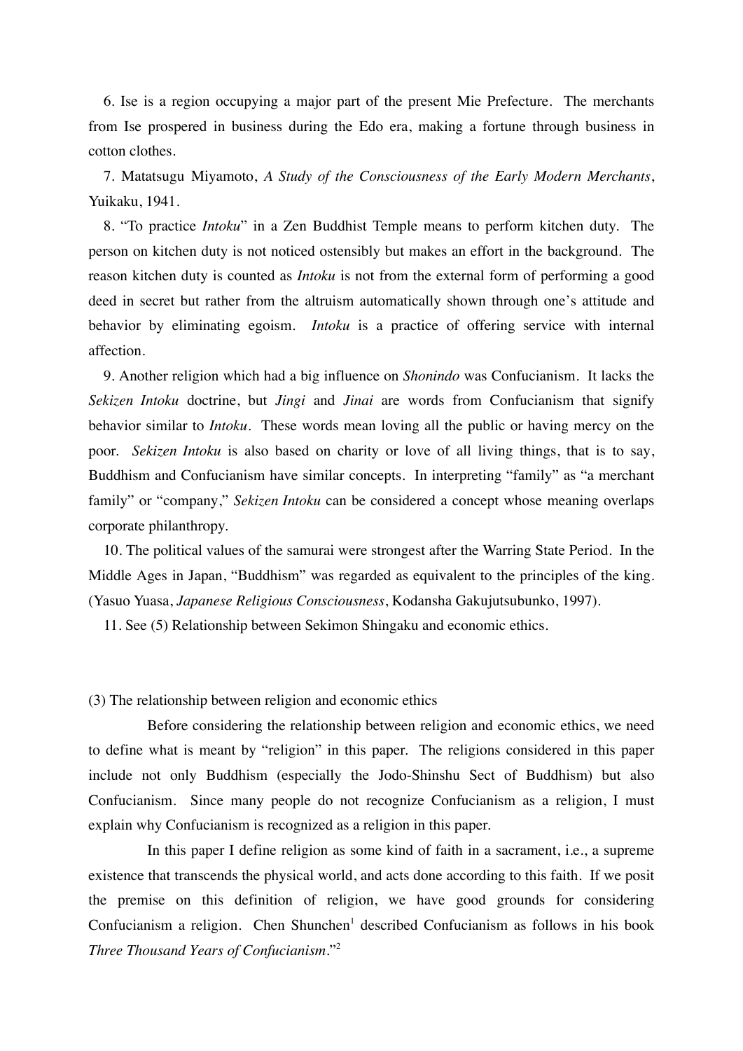6. Ise is a region occupying a major part of the present Mie Prefecture. The merchants from Ise prospered in business during the Edo era, making a fortune through business in cotton clothes.

7. Matatsugu Miyamoto, *A Study of the Consciousness of the Early Modern Merchants*, Yuikaku, 1941.

8. "To practice *Intoku*" in a Zen Buddhist Temple means to perform kitchen duty. The person on kitchen duty is not noticed ostensibly but makes an effort in the background. The reason kitchen duty is counted as *Intoku* is not from the external form of performing a good deed in secret but rather from the altruism automatically shown through one's attitude and behavior by eliminating egoism. *Intoku* is a practice of offering service with internal affection.

9. Another religion which had a big influence on *Shonindo* was Confucianism. It lacks the *Sekizen Intoku* doctrine, but *Jingi* and *Jinai* are words from Confucianism that signify behavior similar to *Intoku*. These words mean loving all the public or having mercy on the poor. *Sekizen Intoku* is also based on charity or love of all living things, that is to say, Buddhism and Confucianism have similar concepts. In interpreting "family" as "a merchant family" or "company," *Sekizen Intoku* can be considered a concept whose meaning overlaps corporate philanthropy.

10. The political values of the samurai were strongest after the Warring State Period. In the Middle Ages in Japan, "Buddhism" was regarded as equivalent to the principles of the king. (Yasuo Yuasa, *Japanese Religious Consciousness*, Kodansha Gakujutsubunko, 1997).

11. See (5) Relationship between Sekimon Shingaku and economic ethics.

### (3) The relationship between religion and economic ethics

Before considering the relationship between religion and economic ethics, we need to define what is meant by "religion" in this paper. The religions considered in this paper include not only Buddhism (especially the Jodo-Shinshu Sect of Buddhism) but also Confucianism. Since many people do not recognize Confucianism as a religion, I must explain why Confucianism is recognized as a religion in this paper.

In this paper I define religion as some kind of faith in a sacrament, i.e., a supreme existence that transcends the physical world, and acts done according to this faith. If we posit the premise on this definition of religion, we have good grounds for considering Confucianism a religion. Chen Shunchen[1] described Confucianism as follows in his book *Three Thousand Years of Confucianism*."[2]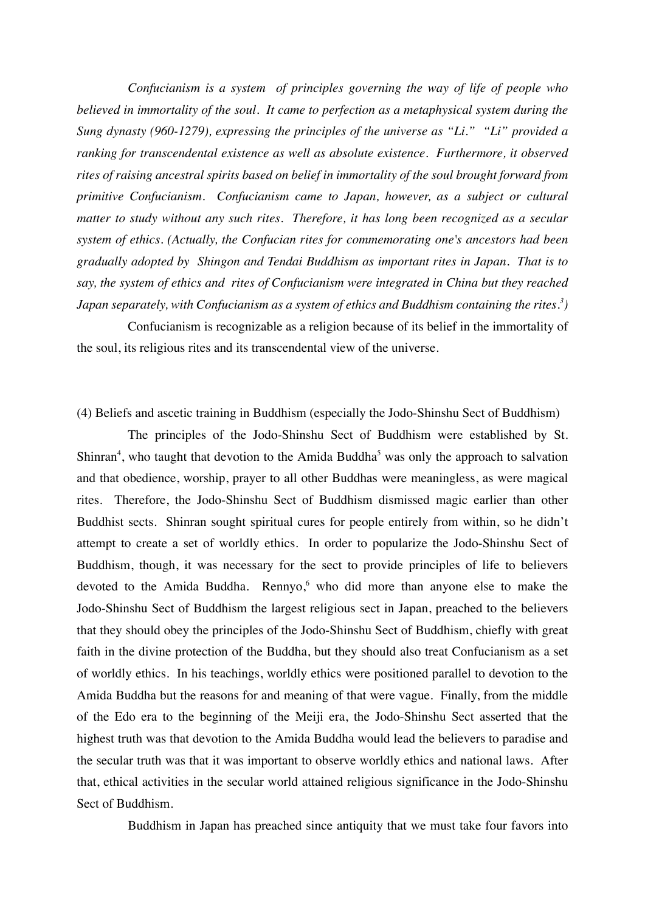*Confucianism is a system of principles governing the way of life of people who believed in immortality of the soul. It came to perfection as a metaphysical system during the Sung dynasty (960-1279), expressing the principles of the universe as "Li." "Li" provided a ranking for transcendental existence as well as absolute existence. Furthermore, it observed rites of raising ancestral spirits based on belief in immortality of the soul brought forward from primitive Confucianism. Confucianism came to Japan, however, as a subject or cultural matter to study without any such rites. Therefore, it has long been recognized as a secular system of ethics. (Actually, the Confucian rites for commemorating one's ancestors had been gradually adopted by Shingon and Tendai Buddhism as important rites in Japan. That is to say, the system of ethics and rites of Confucianism were integrated in China but they reached Japan separately, with Confucianism as a system of ethics and Buddhism containing the rites.[3])*

Confucianism is recognizable as a religion because of its belief in the immortality of the soul, its religious rites and its transcendental view of the universe.

(4) Beliefs and ascetic training in Buddhism (especially the Jodo-Shinshu Sect of Buddhism)

The principles of the Jodo-Shinshu Sect of Buddhism were established by St. Shinran[4], who taught that devotion to the Amida Buddha[5] was only the approach to salvation and that obedience, worship, prayer to all other Buddhas were meaningless, as were magical rites. Therefore, the Jodo-Shinshu Sect of Buddhism dismissed magic earlier than other Buddhist sects. Shinran sought spiritual cures for people entirely from within, so he didn't attempt to create a set of worldly ethics. In order to popularize the Jodo-Shinshu Sect of Buddhism, though, it was necessary for the sect to provide principles of life to believers devoted to the Amida Buddha. Rennyo,[6] who did more than anyone else to make the Jodo-Shinshu Sect of Buddhism the largest religious sect in Japan, preached to the believers that they should obey the principles of the Jodo-Shinshu Sect of Buddhism, chiefly with great faith in the divine protection of the Buddha, but they should also treat Confucianism as a set of worldly ethics. In his teachings, worldly ethics were positioned parallel to devotion to the Amida Buddha but the reasons for and meaning of that were vague. Finally, from the middle of the Edo era to the beginning of the Meiji era, the Jodo-Shinshu Sect asserted that the highest truth was that devotion to the Amida Buddha would lead the believers to paradise and the secular truth was that it was important to observe worldly ethics and national laws. After that, ethical activities in the secular world attained religious significance in the Jodo-Shinshu Sect of Buddhism.

Buddhism in Japan has preached since antiquity that we must take four favors into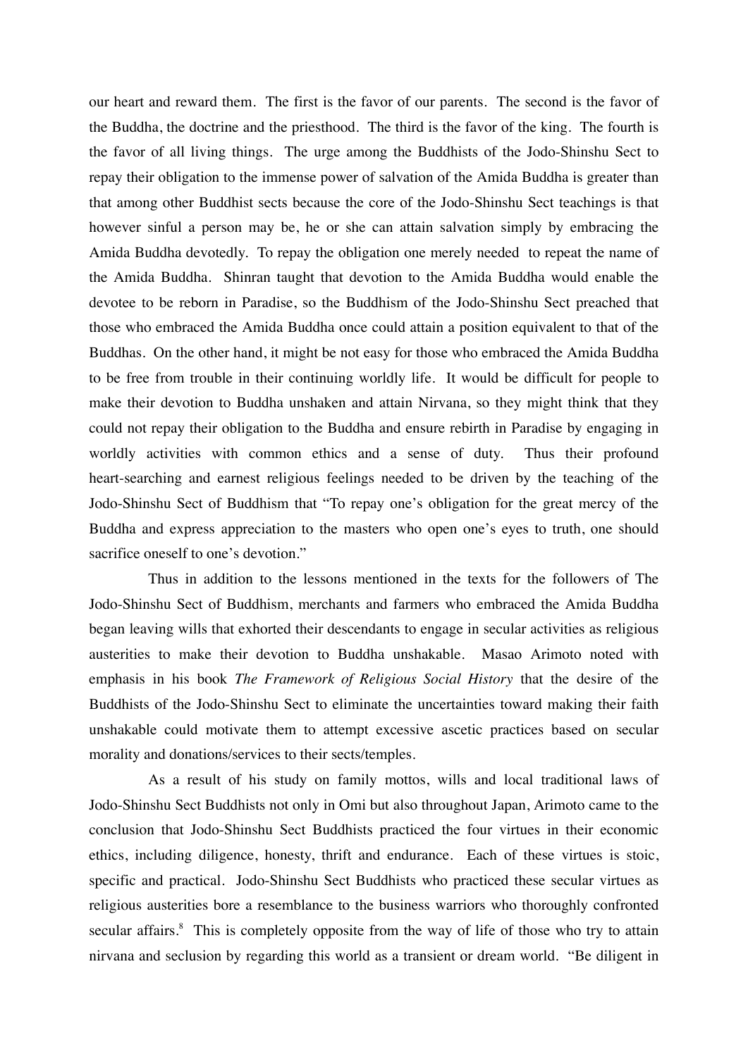our heart and reward them. The first is the favor of our parents. The second is the favor of the Buddha, the doctrine and the priesthood. The third is the favor of the king. The fourth is the favor of all living things. The urge among the Buddhists of the Jodo-Shinshu Sect to repay their obligation to the immense power of salvation of the Amida Buddha is greater than that among other Buddhist sects because the core of the Jodo-Shinshu Sect teachings is that however sinful a person may be, he or she can attain salvation simply by embracing the Amida Buddha devotedly. To repay the obligation one merely needed to repeat the name of the Amida Buddha. Shinran taught that devotion to the Amida Buddha would enable the devotee to be reborn in Paradise, so the Buddhism of the Jodo-Shinshu Sect preached that those who embraced the Amida Buddha once could attain a position equivalent to that of the Buddhas. On the other hand, it might be not easy for those who embraced the Amida Buddha to be free from trouble in their continuing worldly life. It would be difficult for people to make their devotion to Buddha unshaken and attain Nirvana, so they might think that they could not repay their obligation to the Buddha and ensure rebirth in Paradise by engaging in worldly activities with common ethics and a sense of duty. Thus their profound heart-searching and earnest religious feelings needed to be driven by the teaching of the Jodo-Shinshu Sect of Buddhism that "To repay one's obligation for the great mercy of the Buddha and express appreciation to the masters who open one's eyes to truth, one should sacrifice oneself to one's devotion."

Thus in addition to the lessons mentioned in the texts for the followers of The Jodo-Shinshu Sect of Buddhism, merchants and farmers who embraced the Amida Buddha began leaving wills that exhorted their descendants to engage in secular activities as religious austerities to make their devotion to Buddha unshakable. Masao Arimoto noted with emphasis in his book *The Framework of Religious Social History* that the desire of the Buddhists of the Jodo-Shinshu Sect to eliminate the uncertainties toward making their faith unshakable could motivate them to attempt excessive ascetic practices based on secular morality and donations/services to their sects/temples.

As a result of his study on family mottos, wills and local traditional laws of Jodo-Shinshu Sect Buddhists not only in Omi but also throughout Japan, Arimoto came to the conclusion that Jodo-Shinshu Sect Buddhists practiced the four virtues in their economic ethics, including diligence, honesty, thrift and endurance. Each of these virtues is stoic, specific and practical. Jodo-Shinshu Sect Buddhists who practiced these secular virtues as religious austerities bore a resemblance to the business warriors who thoroughly confronted secular affairs.[8] This is completely opposite from the way of life of those who try to attain nirvana and seclusion by regarding this world as a transient or dream world. "Be diligent in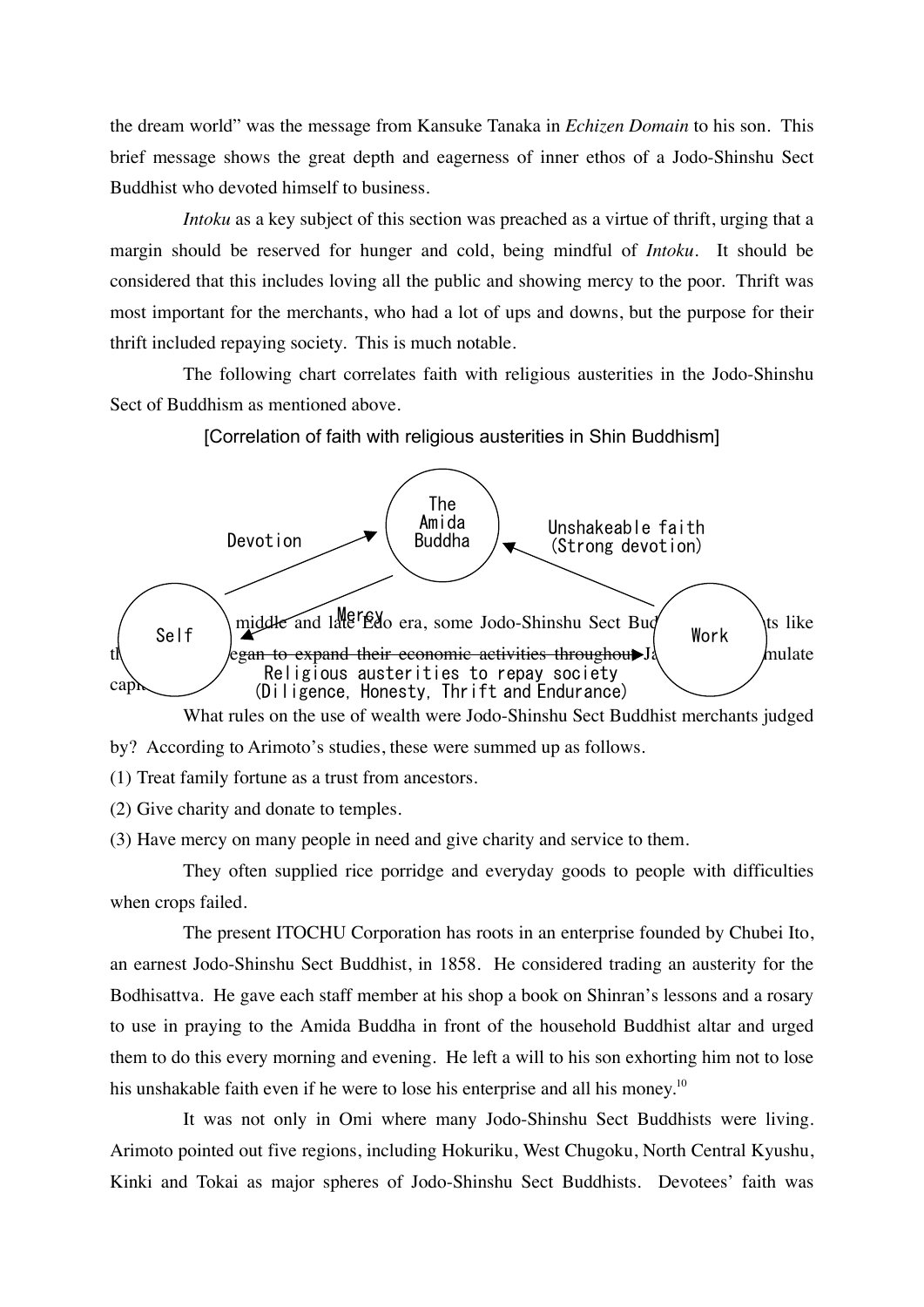the dream world" was the message from Kansuke Tanaka in *Echizen Domain* to his son. This brief message shows the great depth and eagerness of inner ethos of a Jodo-Shinshu Sect Buddhist who devoted himself to business.

*Intoku* as a key subject of this section was preached as a virtue of thrift, urging that a margin should be reserved for hunger and cold, being mindful of *Intoku*. It should be considered that this includes loving all the public and showing mercy to the poor. Thrift was most important for the merchants, who had a lot of ups and downs, but the purpose for their thrift included repaying society. This is much notable.

The following chart correlates faith with religious austerities in the Jodo-Shinshu Sect of Buddhism as mentioned above.

[Correlation of faith with religious austerities in Shin Buddhism]

- Self → The Amida Buddha: Devotion
- The Amida Buddha → Self: Mercy
- Work → The Amida Buddha: Unshakeable faith (Strong devotion)
- Self → Work: Religious austerities to repay society (Diligence, Honesty, Thrift and Endurance)

... middle and late Edo era, some Jodo-Shinshu Sect Bud... ts like th... egan to expand their economic activities throughout Ja... mulate cap...

What rules on the use of wealth were Jodo-Shinshu Sect Buddhist merchants judged by? According to Arimoto's studies, these were summed up as follows.

(1) Treat family fortune as a trust from ancestors.

(2) Give charity and donate to temples.

(3) Have mercy on many people in need and give charity and service to them.

They often supplied rice porridge and everyday goods to people with difficulties when crops failed.

The present ITOCHU Corporation has roots in an enterprise founded by Chubei Ito, an earnest Jodo-Shinshu Sect Buddhist, in 1858. He considered trading an austerity for the Bodhisattva. He gave each staff member at his shop a book on Shinran's lessons and a rosary to use in praying to the Amida Buddha in front of the household Buddhist altar and urged them to do this every morning and evening. He left a will to his son exhorting him not to lose his unshakable faith even if he were to lose his enterprise and all his money.[10]

It was not only in Omi where many Jodo-Shinshu Sect Buddhists were living. Arimoto pointed out five regions, including Hokuriku, West Chugoku, North Central Kyushu, Kinki and Tokai as major spheres of Jodo-Shinshu Sect Buddhists. Devotees' faith was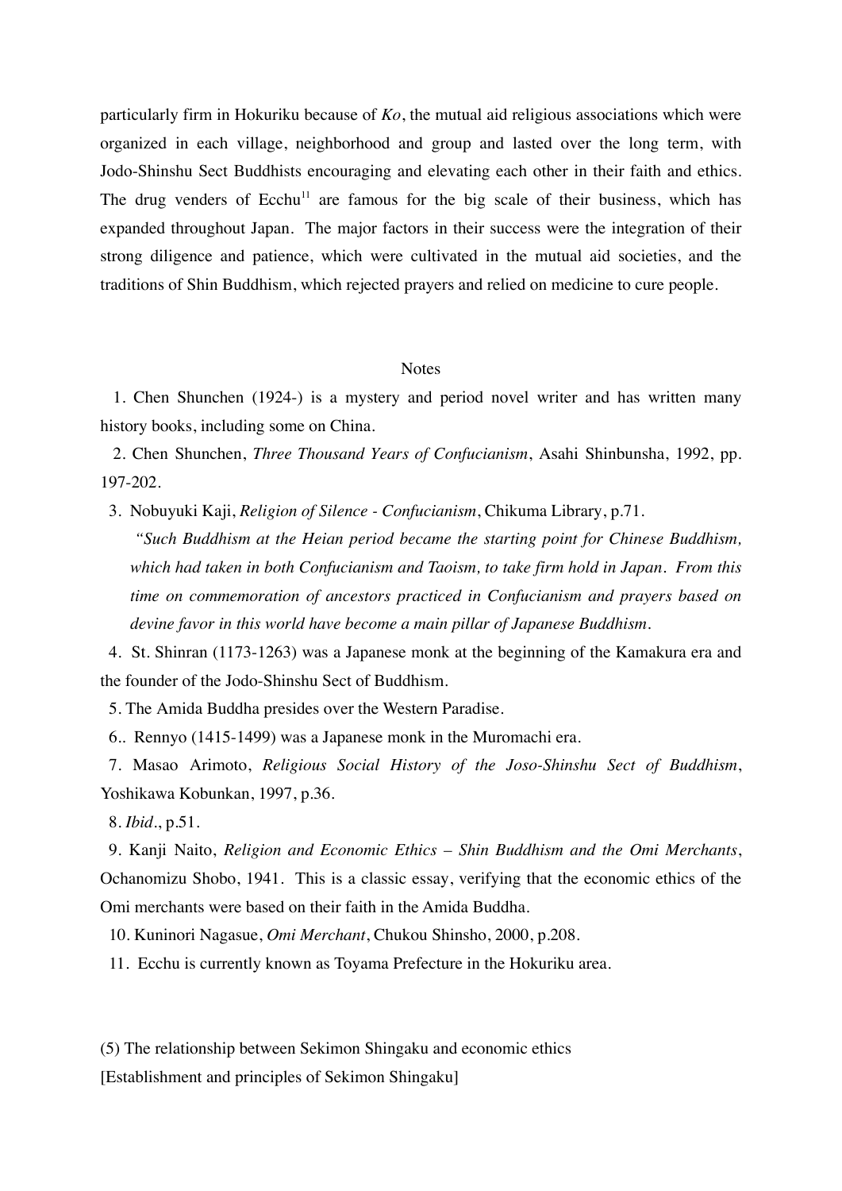particularly firm in Hokuriku because of *Ko*, the mutual aid religious associations which were organized in each village, neighborhood and group and lasted over the long term, with Jodo-Shinshu Sect Buddhists encouraging and elevating each other in their faith and ethics. The drug venders of Ecchu[11] are famous for the big scale of their business, which has expanded throughout Japan. The major factors in their success were the integration of their strong diligence and patience, which were cultivated in the mutual aid societies, and the traditions of Shin Buddhism, which rejected prayers and relied on medicine to cure people.

Notes

1. Chen Shunchen (1924-) is a mystery and period novel writer and has written many history books, including some on China.

2. Chen Shunchen, *Three Thousand Years of Confucianism*, Asahi Shinbunsha, 1992, pp. 197-202.

3. Nobuyuki Kaji, *Religion of Silence - Confucianism*, Chikuma Library, p.71.
*"Such Buddhism at the Heian period became the starting point for Chinese Buddhism, which had taken in both Confucianism and Taoism, to take firm hold in Japan. From this time on commemoration of ancestors practiced in Confucianism and prayers based on devine favor in this world have become a main pillar of Japanese Buddhism.*

4. St. Shinran (1173-1263) was a Japanese monk at the beginning of the Kamakura era and the founder of the Jodo-Shinshu Sect of Buddhism.

5. The Amida Buddha presides over the Western Paradise.

6.. Rennyo (1415-1499) was a Japanese monk in the Muromachi era.

7. Masao Arimoto, *Religious Social History of the Joso-Shinshu Sect of Buddhism*, Yoshikawa Kobunkan, 1997, p.36.

8. *Ibid*., p.51.

9. Kanji Naito, *Religion and Economic Ethics – Shin Buddhism and the Omi Merchants*, Ochanomizu Shobo, 1941. This is a classic essay, verifying that the economic ethics of the Omi merchants were based on their faith in the Amida Buddha.

10. Kuninori Nagasue, *Omi Merchant*, Chukou Shinsho, 2000, p.208.

11. Ecchu is currently known as Toyama Prefecture in the Hokuriku area.

(5) The relationship between Sekimon Shingaku and economic ethics

[Establishment and principles of Sekimon Shingaku]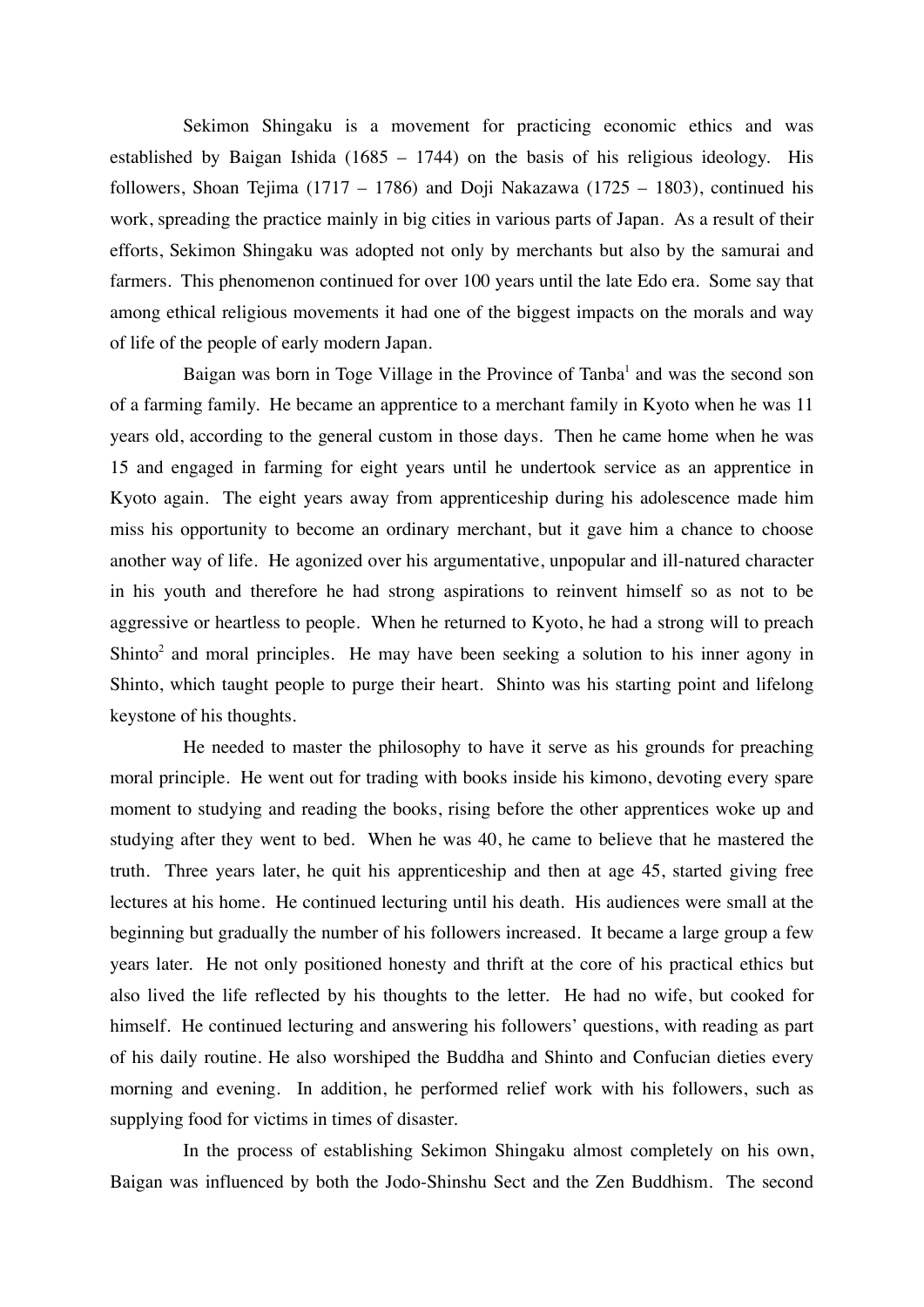Sekimon Shingaku is a movement for practicing economic ethics and was established by Baigan Ishida (1685 – 1744) on the basis of his religious ideology. His followers, Shoan Tejima (1717 – 1786) and Doji Nakazawa (1725 – 1803), continued his work, spreading the practice mainly in big cities in various parts of Japan. As a result of their efforts, Sekimon Shingaku was adopted not only by merchants but also by the samurai and farmers. This phenomenon continued for over 100 years until the late Edo era. Some say that among ethical religious movements it had one of the biggest impacts on the morals and way of life of the people of early modern Japan.

Baigan was born in Toge Village in the Province of Tanba[1] and was the second son of a farming family. He became an apprentice to a merchant family in Kyoto when he was 11 years old, according to the general custom in those days. Then he came home when he was 15 and engaged in farming for eight years until he undertook service as an apprentice in Kyoto again. The eight years away from apprenticeship during his adolescence made him miss his opportunity to become an ordinary merchant, but it gave him a chance to choose another way of life. He agonized over his argumentative, unpopular and ill-natured character in his youth and therefore he had strong aspirations to reinvent himself so as not to be aggressive or heartless to people. When he returned to Kyoto, he had a strong will to preach Shinto[2] and moral principles. He may have been seeking a solution to his inner agony in Shinto, which taught people to purge their heart. Shinto was his starting point and lifelong keystone of his thoughts.

He needed to master the philosophy to have it serve as his grounds for preaching moral principle. He went out for trading with books inside his kimono, devoting every spare moment to studying and reading the books, rising before the other apprentices woke up and studying after they went to bed. When he was 40, he came to believe that he mastered the truth. Three years later, he quit his apprenticeship and then at age 45, started giving free lectures at his home. He continued lecturing until his death. His audiences were small at the beginning but gradually the number of his followers increased. It became a large group a few years later. He not only positioned honesty and thrift at the core of his practical ethics but also lived the life reflected by his thoughts to the letter. He had no wife, but cooked for himself. He continued lecturing and answering his followers' questions, with reading as part of his daily routine. He also worshiped the Buddha and Shinto and Confucian dieties every morning and evening. In addition, he performed relief work with his followers, such as supplying food for victims in times of disaster.

In the process of establishing Sekimon Shingaku almost completely on his own, Baigan was influenced by both the Jodo-Shinshu Sect and the Zen Buddhism. The second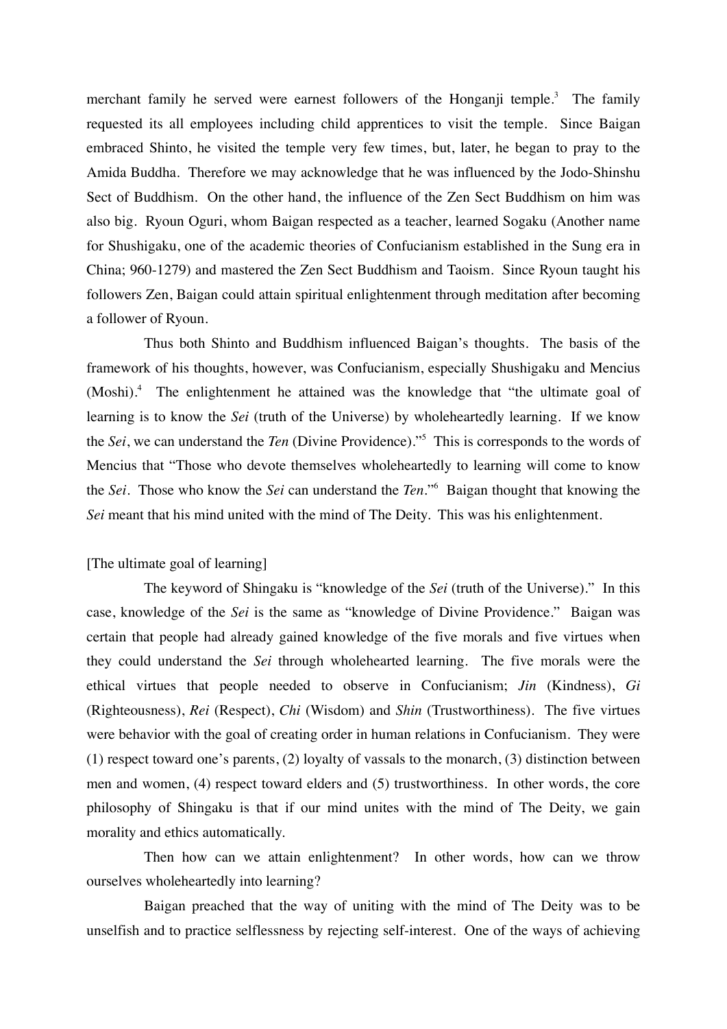merchant family he served were earnest followers of the Honganji temple.[3] The family requested its all employees including child apprentices to visit the temple. Since Baigan embraced Shinto, he visited the temple very few times, but, later, he began to pray to the Amida Buddha. Therefore we may acknowledge that he was influenced by the Jodo-Shinshu Sect of Buddhism. On the other hand, the influence of the Zen Sect Buddhism on him was also big. Ryoun Oguri, whom Baigan respected as a teacher, learned Sogaku (Another name for Shushigaku, one of the academic theories of Confucianism established in the Sung era in China; 960-1279) and mastered the Zen Sect Buddhism and Taoism. Since Ryoun taught his followers Zen, Baigan could attain spiritual enlightenment through meditation after becoming a follower of Ryoun.

Thus both Shinto and Buddhism influenced Baigan's thoughts. The basis of the framework of his thoughts, however, was Confucianism, especially Shushigaku and Mencius (Moshi).[4] The enlightenment he attained was the knowledge that "the ultimate goal of learning is to know the *Sei* (truth of the Universe) by wholeheartedly learning. If we know the *Sei*, we can understand the *Ten* (Divine Providence)."[5] This is corresponds to the words of Mencius that "Those who devote themselves wholeheartedly to learning will come to know the *Sei*. Those who know the *Sei* can understand the *Ten*."[6] Baigan thought that knowing the *Sei* meant that his mind united with the mind of The Deity. This was his enlightenment.

[The ultimate goal of learning]

The keyword of Shingaku is "knowledge of the *Sei* (truth of the Universe)." In this case, knowledge of the *Sei* is the same as "knowledge of Divine Providence." Baigan was certain that people had already gained knowledge of the five morals and five virtues when they could understand the *Sei* through wholehearted learning. The five morals were the ethical virtues that people needed to observe in Confucianism; *Jin* (Kindness), *Gi* (Righteousness), *Rei* (Respect), *Chi* (Wisdom) and *Shin* (Trustworthiness). The five virtues were behavior with the goal of creating order in human relations in Confucianism. They were (1) respect toward one's parents, (2) loyalty of vassals to the monarch, (3) distinction between men and women, (4) respect toward elders and (5) trustworthiness. In other words, the core philosophy of Shingaku is that if our mind unites with the mind of The Deity, we gain morality and ethics automatically.

Then how can we attain enlightenment? In other words, how can we throw ourselves wholeheartedly into learning?

Baigan preached that the way of uniting with the mind of The Deity was to be unselfish and to practice selflessness by rejecting self-interest. One of the ways of achieving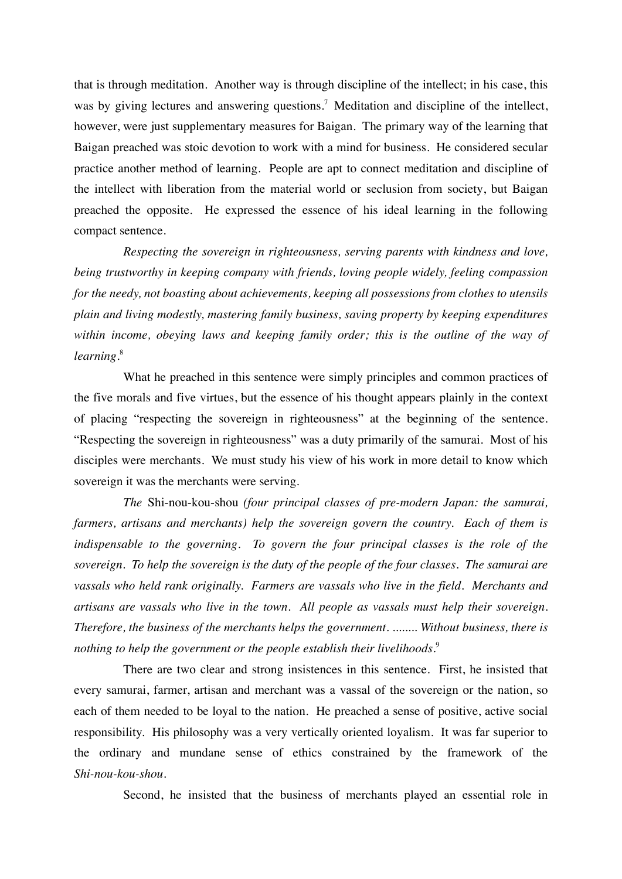that is through meditation. Another way is through discipline of the intellect; in his case, this was by giving lectures and answering questions.[7] Meditation and discipline of the intellect, however, were just supplementary measures for Baigan. The primary way of the learning that Baigan preached was stoic devotion to work with a mind for business. He considered secular practice another method of learning. People are apt to connect meditation and discipline of the intellect with liberation from the material world or seclusion from society, but Baigan preached the opposite. He expressed the essence of his ideal learning in the following compact sentence.

*Respecting the sovereign in righteousness, serving parents with kindness and love, being trustworthy in keeping company with friends, loving people widely, feeling compassion for the needy, not boasting about achievements, keeping all possessions from clothes to utensils plain and living modestly, mastering family business, saving property by keeping expenditures within income, obeying laws and keeping family order; this is the outline of the way of learning*.[8]

What he preached in this sentence were simply principles and common practices of the five morals and five virtues, but the essence of his thought appears plainly in the context of placing "respecting the sovereign in righteousness" at the beginning of the sentence. "Respecting the sovereign in righteousness" was a duty primarily of the samurai. Most of his disciples were merchants. We must study his view of his work in more detail to know which sovereign it was the merchants were serving.

*The* Shi-nou-kou-shou *(four principal classes of pre-modern Japan: the samurai, farmers, artisans and merchants) help the sovereign govern the country. Each of them is indispensable to the governing. To govern the four principal classes is the role of the sovereign. To help the sovereign is the duty of the people of the four classes. The samurai are vassals who held rank originally. Farmers are vassals who live in the field. Merchants and artisans are vassals who live in the town. All people as vassals must help their sovereign. Therefore, the business of the merchants helps the government. ........ Without business, there is nothing to help the government or the people establish their livelihoods*.[9]

There are two clear and strong insistences in this sentence. First, he insisted that every samurai, farmer, artisan and merchant was a vassal of the sovereign or the nation, so each of them needed to be loyal to the nation. He preached a sense of positive, active social responsibility. His philosophy was a very vertically oriented loyalism. It was far superior to the ordinary and mundane sense of ethics constrained by the framework of the *Shi-nou-kou-shou*.

Second, he insisted that the business of merchants played an essential role in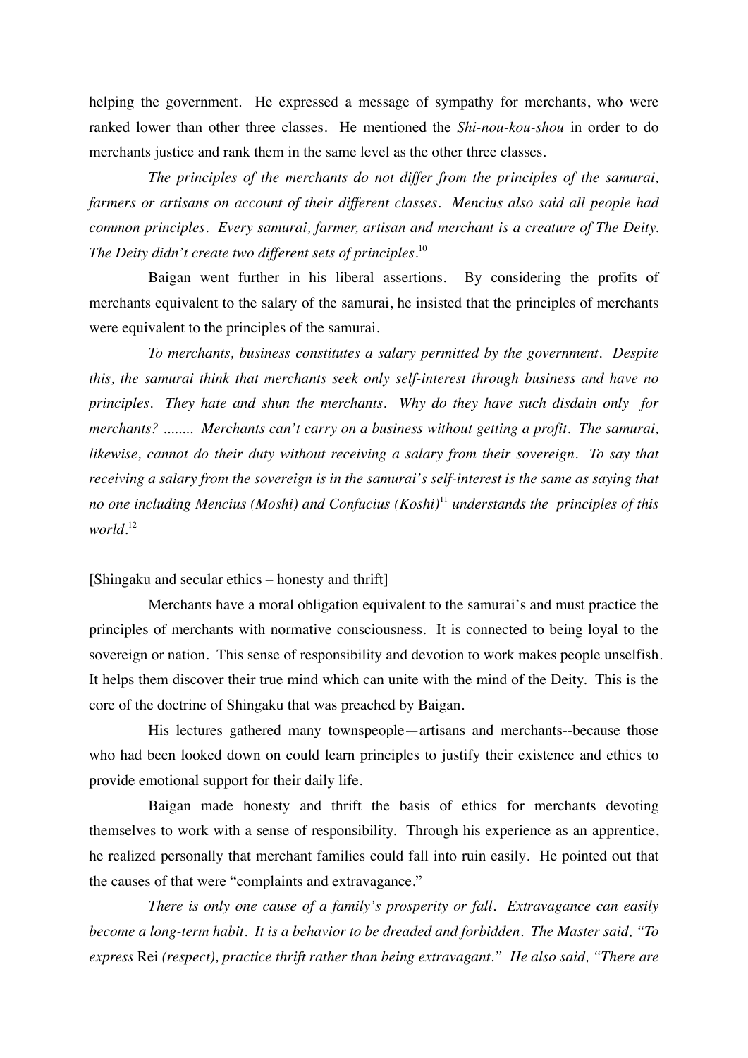helping the government. He expressed a message of sympathy for merchants, who were ranked lower than other three classes. He mentioned the *Shi-nou-kou-shou* in order to do merchants justice and rank them in the same level as the other three classes.

*The principles of the merchants do not differ from the principles of the samurai, farmers or artisans on account of their different classes. Mencius also said all people had common principles. Every samurai, farmer, artisan and merchant is a creature of The Deity. The Deity didn't create two different sets of principles.*[10]

Baigan went further in his liberal assertions. By considering the profits of merchants equivalent to the salary of the samurai, he insisted that the principles of merchants were equivalent to the principles of the samurai.

*To merchants, business constitutes a salary permitted by the government. Despite this, the samurai think that merchants seek only self-interest through business and have no principles. They hate and shun the merchants. Why do they have such disdain only for merchants? ........ Merchants can't carry on a business without getting a profit. The samurai, likewise, cannot do their duty without receiving a salary from their sovereign. To say that receiving a salary from the sovereign is in the samurai's self-interest is the same as saying that no one including Mencius (Moshi) and Confucius (Koshi)*[11] *understands the principles of this world.*[12]

[Shingaku and secular ethics – honesty and thrift]

Merchants have a moral obligation equivalent to the samurai's and must practice the principles of merchants with normative consciousness. It is connected to being loyal to the sovereign or nation. This sense of responsibility and devotion to work makes people unselfish. It helps them discover their true mind which can unite with the mind of the Deity. This is the core of the doctrine of Shingaku that was preached by Baigan.

His lectures gathered many townspeople—artisans and merchants--because those who had been looked down on could learn principles to justify their existence and ethics to provide emotional support for their daily life.

Baigan made honesty and thrift the basis of ethics for merchants devoting themselves to work with a sense of responsibility. Through his experience as an apprentice, he realized personally that merchant families could fall into ruin easily. He pointed out that the causes of that were "complaints and extravagance."

*There is only one cause of a family's prosperity or fall. Extravagance can easily become a long-term habit. It is a behavior to be dreaded and forbidden. The Master said, "To express* Rei *(respect), practice thrift rather than being extravagant." He also said, "There are*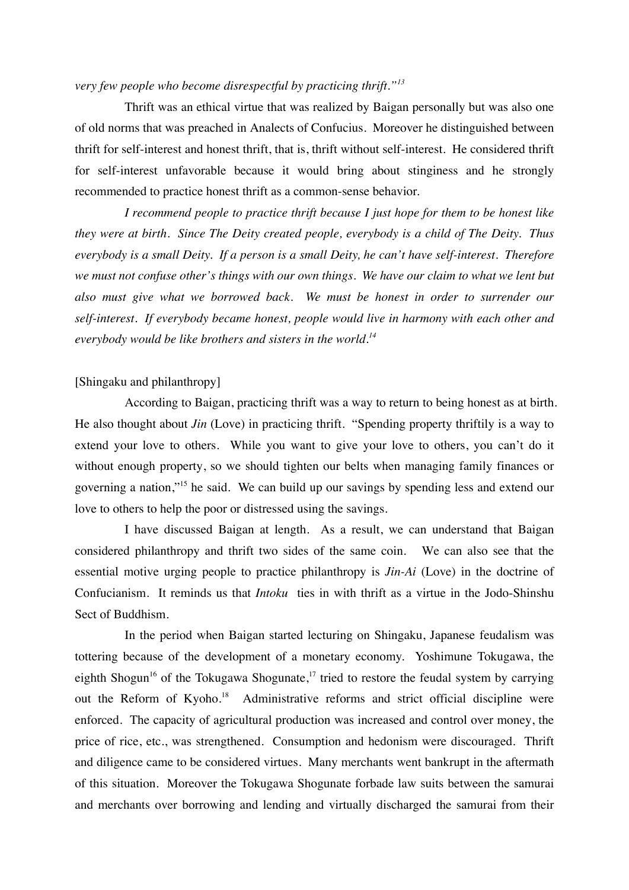*very few people who become disrespectful by practicing thrift."*[13]

Thrift was an ethical virtue that was realized by Baigan personally but was also one of old norms that was preached in Analects of Confucius. Moreover he distinguished between thrift for self-interest and honest thrift, that is, thrift without self-interest. He considered thrift for self-interest unfavorable because it would bring about stinginess and he strongly recommended to practice honest thrift as a common-sense behavior.

*I recommend people to practice thrift because I just hope for them to be honest like they were at birth. Since The Deity created people, everybody is a child of The Deity. Thus everybody is a small Deity. If a person is a small Deity, he can't have self-interest. Therefore we must not confuse other's things with our own things. We have our claim to what we lent but also must give what we borrowed back. We must be honest in order to surrender our self-interest. If everybody became honest, people would live in harmony with each other and everybody would be like brothers and sisters in the world.*[14]

[Shingaku and philanthropy]

According to Baigan, practicing thrift was a way to return to being honest as at birth. He also thought about *Jin* (Love) in practicing thrift. "Spending property thriftily is a way to extend your love to others. While you want to give your love to others, you can't do it without enough property, so we should tighten our belts when managing family finances or governing a nation,"[15] he said. We can build up our savings by spending less and extend our love to others to help the poor or distressed using the savings.

I have discussed Baigan at length. As a result, we can understand that Baigan considered philanthropy and thrift two sides of the same coin. We can also see that the essential motive urging people to practice philanthropy is *Jin-Ai* (Love) in the doctrine of Confucianism. It reminds us that *Intoku* ties in with thrift as a virtue in the Jodo-Shinshu Sect of Buddhism.

In the period when Baigan started lecturing on Shingaku, Japanese feudalism was tottering because of the development of a monetary economy. Yoshimune Tokugawa, the eighth Shogun[16] of the Tokugawa Shogunate,[17] tried to restore the feudal system by carrying out the Reform of Kyoho.[18] Administrative reforms and strict official discipline were enforced. The capacity of agricultural production was increased and control over money, the price of rice, etc., was strengthened. Consumption and hedonism were discouraged. Thrift and diligence came to be considered virtues. Many merchants went bankrupt in the aftermath of this situation. Moreover the Tokugawa Shogunate forbade law suits between the samurai and merchants over borrowing and lending and virtually discharged the samurai from their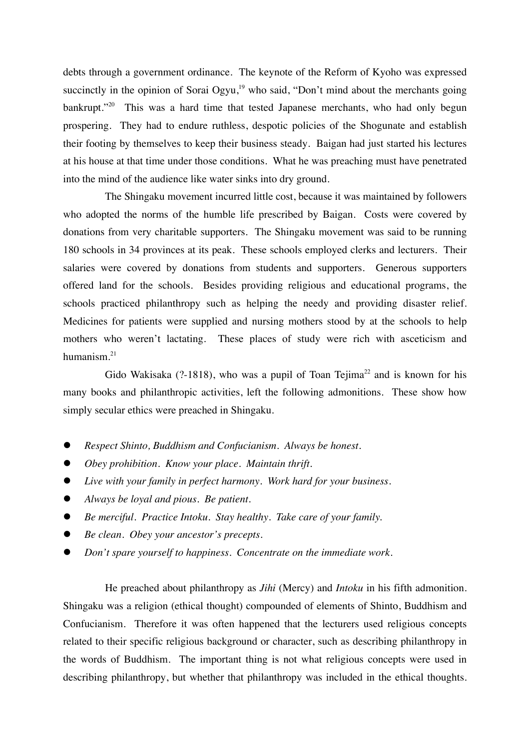debts through a government ordinance. The keynote of the Reform of Kyoho was expressed succinctly in the opinion of Sorai Ogyu,[19] who said, "Don't mind about the merchants going bankrupt."[20] This was a hard time that tested Japanese merchants, who had only begun prospering. They had to endure ruthless, despotic policies of the Shogunate and establish their footing by themselves to keep their business steady. Baigan had just started his lectures at his house at that time under those conditions. What he was preaching must have penetrated into the mind of the audience like water sinks into dry ground.

The Shingaku movement incurred little cost, because it was maintained by followers who adopted the norms of the humble life prescribed by Baigan. Costs were covered by donations from very charitable supporters. The Shingaku movement was said to be running 180 schools in 34 provinces at its peak. These schools employed clerks and lecturers. Their salaries were covered by donations from students and supporters. Generous supporters offered land for the schools. Besides providing religious and educational programs, the schools practiced philanthropy such as helping the needy and providing disaster relief. Medicines for patients were supplied and nursing mothers stood by at the schools to help mothers who weren't lactating. These places of study were rich with asceticism and humanism.[21]

Gido Wakisaka (?-1818), who was a pupil of Toan Tejima[22] and is known for his many books and philanthropic activities, left the following admonitions. These show how simply secular ethics were preached in Shingaku.

- *Respect Shinto, Buddhism and Confucianism. Always be honest.*
- *Obey prohibition. Know your place. Maintain thrift.*
- *Live with your family in perfect harmony. Work hard for your business.*
- *Always be loyal and pious. Be patient.*
- *Be merciful. Practice Intoku. Stay healthy. Take care of your family.*
- *Be clean. Obey your ancestor's precepts.*
- *Don't spare yourself to happiness. Concentrate on the immediate work.*

He preached about philanthropy as *Jihi* (Mercy) and *Intoku* in his fifth admonition. Shingaku was a religion (ethical thought) compounded of elements of Shinto, Buddhism and Confucianism. Therefore it was often happened that the lecturers used religious concepts related to their specific religious background or character, such as describing philanthropy in the words of Buddhism. The important thing is not what religious concepts were used in describing philanthropy, but whether that philanthropy was included in the ethical thoughts.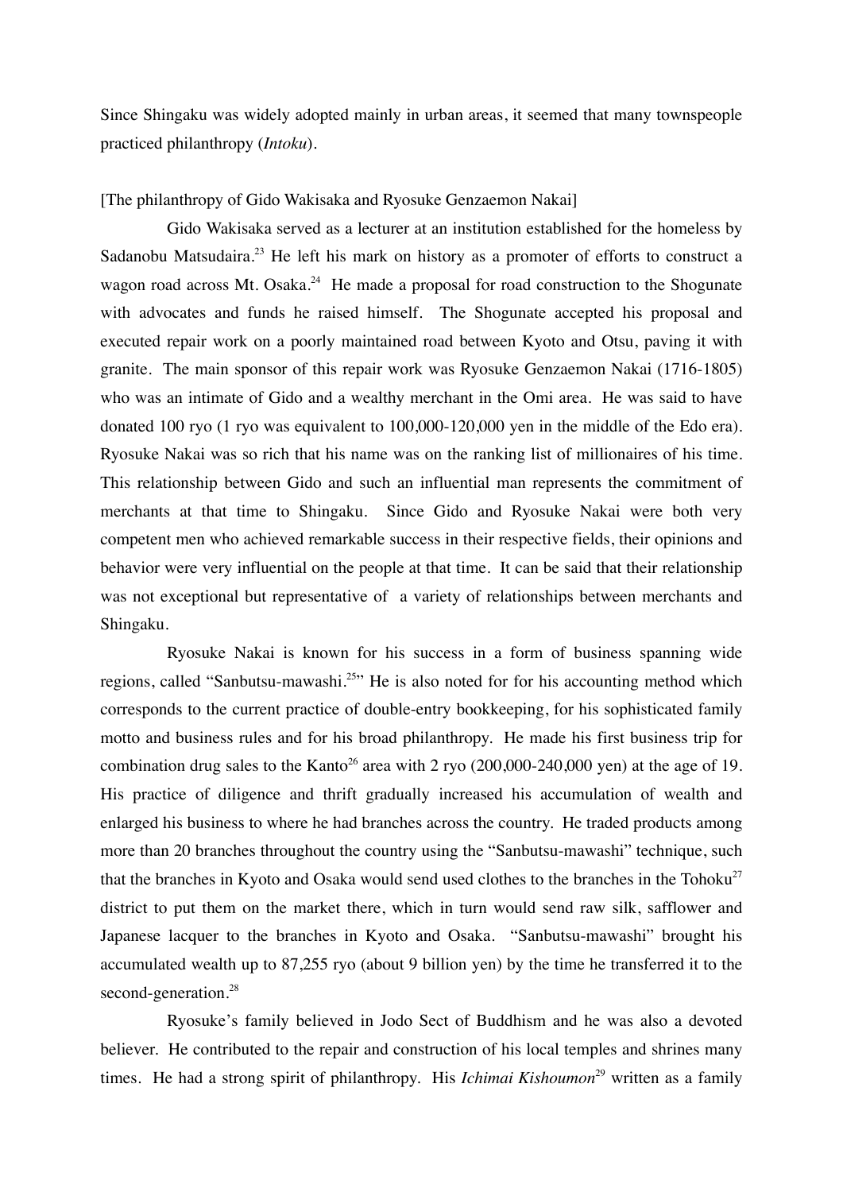Since Shingaku was widely adopted mainly in urban areas, it seemed that many townspeople practiced philanthropy (*Intoku*).

[The philanthropy of Gido Wakisaka and Ryosuke Genzaemon Nakai]

Gido Wakisaka served as a lecturer at an institution established for the homeless by Sadanobu Matsudaira.[23] He left his mark on history as a promoter of efforts to construct a wagon road across Mt. Osaka.[24] He made a proposal for road construction to the Shogunate with advocates and funds he raised himself. The Shogunate accepted his proposal and executed repair work on a poorly maintained road between Kyoto and Otsu, paving it with granite. The main sponsor of this repair work was Ryosuke Genzaemon Nakai (1716-1805) who was an intimate of Gido and a wealthy merchant in the Omi area. He was said to have donated 100 ryo (1 ryo was equivalent to 100,000-120,000 yen in the middle of the Edo era). Ryosuke Nakai was so rich that his name was on the ranking list of millionaires of his time. This relationship between Gido and such an influential man represents the commitment of merchants at that time to Shingaku. Since Gido and Ryosuke Nakai were both very competent men who achieved remarkable success in their respective fields, their opinions and behavior were very influential on the people at that time. It can be said that their relationship was not exceptional but representative of a variety of relationships between merchants and Shingaku.

Ryosuke Nakai is known for his success in a form of business spanning wide regions, called "Sanbutsu-mawashi.[25]" He is also noted for for his accounting method which corresponds to the current practice of double-entry bookkeeping, for his sophisticated family motto and business rules and for his broad philanthropy. He made his first business trip for combination drug sales to the Kanto[26] area with 2 ryo (200,000-240,000 yen) at the age of 19. His practice of diligence and thrift gradually increased his accumulation of wealth and enlarged his business to where he had branches across the country. He traded products among more than 20 branches throughout the country using the "Sanbutsu-mawashi" technique, such that the branches in Kyoto and Osaka would send used clothes to the branches in the Tohoku[27] district to put them on the market there, which in turn would send raw silk, safflower and Japanese lacquer to the branches in Kyoto and Osaka. "Sanbutsu-mawashi" brought his accumulated wealth up to 87,255 ryo (about 9 billion yen) by the time he transferred it to the second-generation.[28]

Ryosuke's family believed in Jodo Sect of Buddhism and he was also a devoted believer. He contributed to the repair and construction of his local temples and shrines many times. He had a strong spirit of philanthropy. His *Ichimai Kishoumon*[29] written as a family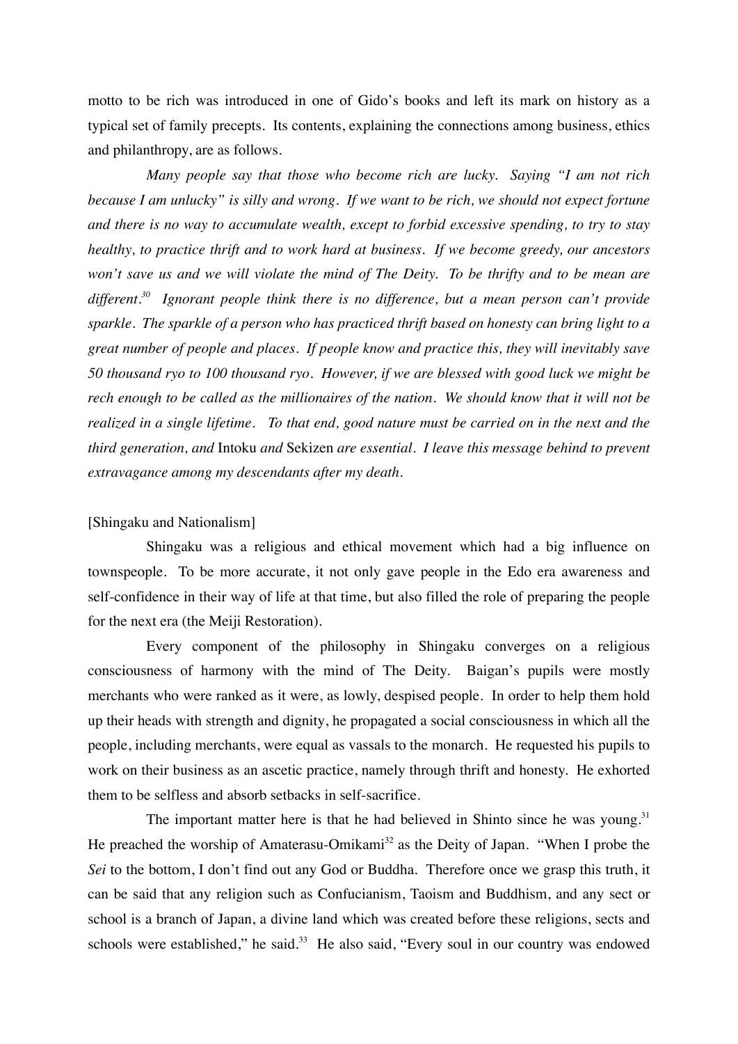motto to be rich was introduced in one of Gido's books and left its mark on history as a typical set of family precepts. Its contents, explaining the connections among business, ethics and philanthropy, are as follows.

*Many people say that those who become rich are lucky. Saying "I am not rich because I am unlucky" is silly and wrong. If we want to be rich, we should not expect fortune and there is no way to accumulate wealth, except to forbid excessive spending, to try to stay healthy, to practice thrift and to work hard at business. If we become greedy, our ancestors won't save us and we will violate the mind of The Deity. To be thrifty and to be mean are different.*[30] *Ignorant people think there is no difference, but a mean person can't provide sparkle. The sparkle of a person who has practiced thrift based on honesty can bring light to a great number of people and places. If people know and practice this, they will inevitably save 50 thousand ryo to 100 thousand ryo. However, if we are blessed with good luck we might be rech enough to be called as the millionaires of the nation. We should know that it will not be realized in a single lifetime. To that end, good nature must be carried on in the next and the third generation, and* Intoku *and* Sekizen *are essential. I leave this message behind to prevent extravagance among my descendants after my death.*

[Shingaku and Nationalism]

Shingaku was a religious and ethical movement which had a big influence on townspeople. To be more accurate, it not only gave people in the Edo era awareness and self-confidence in their way of life at that time, but also filled the role of preparing the people for the next era (the Meiji Restoration).

Every component of the philosophy in Shingaku converges on a religious consciousness of harmony with the mind of The Deity. Baigan's pupils were mostly merchants who were ranked as it were, as lowly, despised people. In order to help them hold up their heads with strength and dignity, he propagated a social consciousness in which all the people, including merchants, were equal as vassals to the monarch. He requested his pupils to work on their business as an ascetic practice, namely through thrift and honesty. He exhorted them to be selfless and absorb setbacks in self-sacrifice.

The important matter here is that he had believed in Shinto since he was young.[31] He preached the worship of Amaterasu-Omikami[32] as the Deity of Japan. "When I probe the *Sei* to the bottom, I don't find out any God or Buddha. Therefore once we grasp this truth, it can be said that any religion such as Confucianism, Taoism and Buddhism, and any sect or school is a branch of Japan, a divine land which was created before these religions, sects and schools were established," he said.[33] He also said, "Every soul in our country was endowed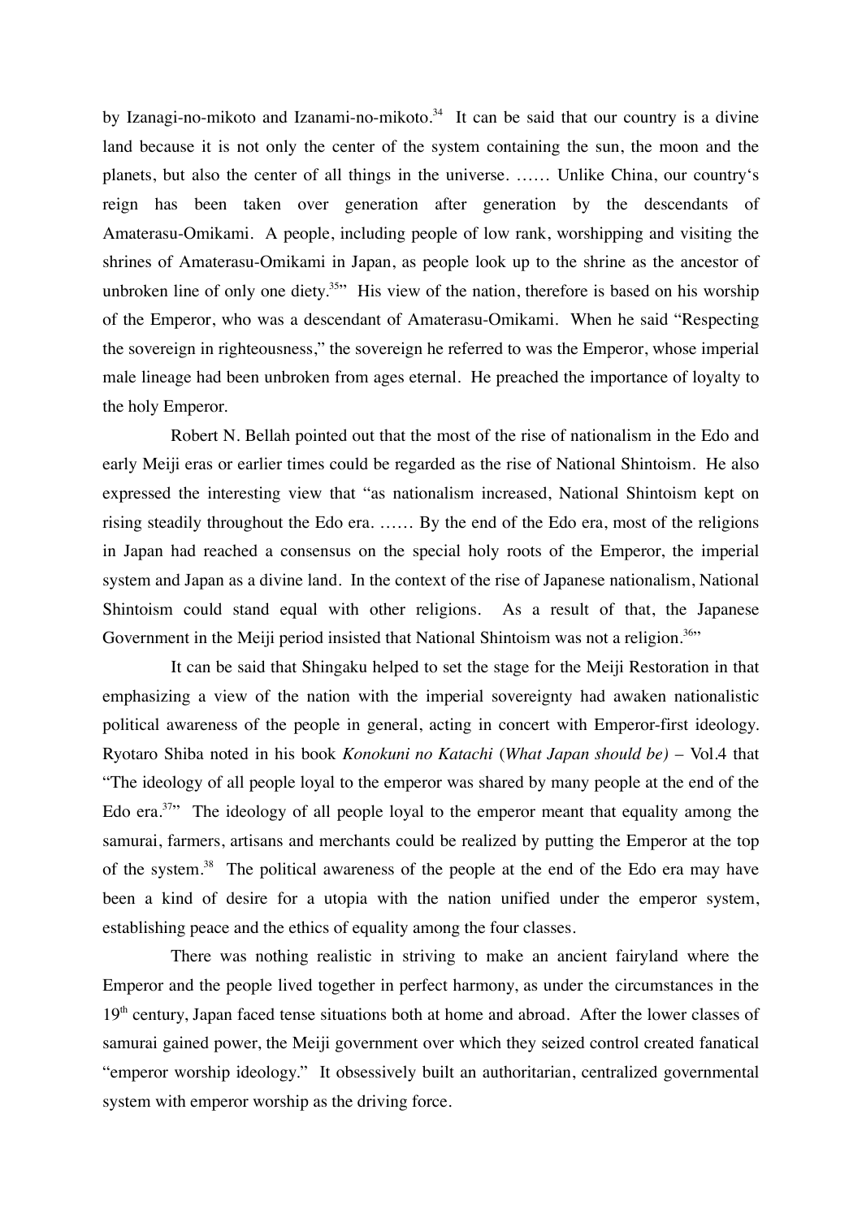by Izanagi-no-mikoto and Izanami-no-mikoto.[34] It can be said that our country is a divine land because it is not only the center of the system containing the sun, the moon and the planets, but also the center of all things in the universe. …… Unlike China, our country's reign has been taken over generation after generation by the descendants of Amaterasu-Omikami. A people, including people of low rank, worshipping and visiting the shrines of Amaterasu-Omikami in Japan, as people look up to the shrine as the ancestor of unbroken line of only one diety.[35]" His view of the nation, therefore is based on his worship of the Emperor, who was a descendant of Amaterasu-Omikami. When he said "Respecting the sovereign in righteousness," the sovereign he referred to was the Emperor, whose imperial male lineage had been unbroken from ages eternal. He preached the importance of loyalty to the holy Emperor.

Robert N. Bellah pointed out that the most of the rise of nationalism in the Edo and early Meiji eras or earlier times could be regarded as the rise of National Shintoism. He also expressed the interesting view that "as nationalism increased, National Shintoism kept on rising steadily throughout the Edo era. …… By the end of the Edo era, most of the religions in Japan had reached a consensus on the special holy roots of the Emperor, the imperial system and Japan as a divine land. In the context of the rise of Japanese nationalism, National Shintoism could stand equal with other religions. As a result of that, the Japanese Government in the Meiji period insisted that National Shintoism was not a religion.[36]"

It can be said that Shingaku helped to set the stage for the Meiji Restoration in that emphasizing a view of the nation with the imperial sovereignty had awaken nationalistic political awareness of the people in general, acting in concert with Emperor-first ideology. Ryotaro Shiba noted in his book *Konokuni no Katachi* (*What Japan should be)* – Vol.4 that "The ideology of all people loyal to the emperor was shared by many people at the end of the Edo era.[37]" The ideology of all people loyal to the emperor meant that equality among the samurai, farmers, artisans and merchants could be realized by putting the Emperor at the top of the system.[38] The political awareness of the people at the end of the Edo era may have been a kind of desire for a utopia with the nation unified under the emperor system, establishing peace and the ethics of equality among the four classes.

There was nothing realistic in striving to make an ancient fairyland where the Emperor and the people lived together in perfect harmony, as under the circumstances in the 19th century, Japan faced tense situations both at home and abroad. After the lower classes of samurai gained power, the Meiji government over which they seized control created fanatical "emperor worship ideology." It obsessively built an authoritarian, centralized governmental system with emperor worship as the driving force.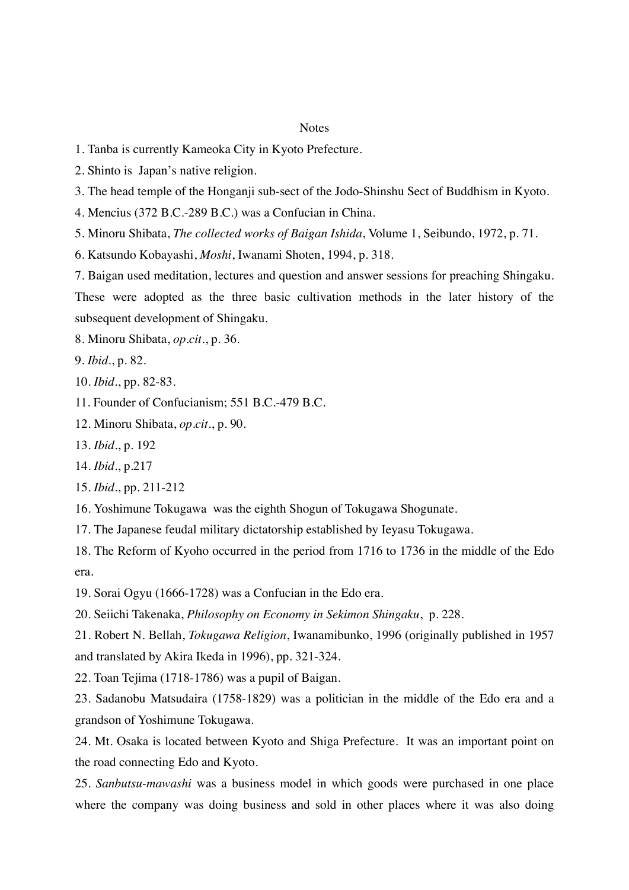## Notes

1. Tanba is currently Kameoka City in Kyoto Prefecture.

2. Shinto is Japan's native religion.

3. The head temple of the Honganji sub-sect of the Jodo-Shinshu Sect of Buddhism in Kyoto.

4. Mencius (372 B.C.-289 B.C.) was a Confucian in China.

5. Minoru Shibata, *The collected works of Baigan Ishida*, Volume 1, Seibundo, 1972, p. 71.

6. Katsundo Kobayashi, *Moshi*, Iwanami Shoten, 1994, p. 318.

7. Baigan used meditation, lectures and question and answer sessions for preaching Shingaku. These were adopted as the three basic cultivation methods in the later history of the subsequent development of Shingaku.

8. Minoru Shibata, *op.cit*., p. 36.

9. *Ibid*., p. 82.

10. *Ibid*., pp. 82-83.

11. Founder of Confucianism; 551 B.C.-479 B.C.

12. Minoru Shibata, *op.cit*., p. 90.

13. *Ibid*., p. 192

14. *Ibid*., p.217

15. *Ibid*., pp. 211-212

16. Yoshimune Tokugawa was the eighth Shogun of Tokugawa Shogunate.

17. The Japanese feudal military dictatorship established by Ieyasu Tokugawa.

18. The Reform of Kyoho occurred in the period from 1716 to 1736 in the middle of the Edo era.

19. Sorai Ogyu (1666-1728) was a Confucian in the Edo era.

20. Seiichi Takenaka, *Philosophy on Economy in Sekimon Shingaku*, p. 228.

21. Robert N. Bellah, *Tokugawa Religion*, Iwanamibunko, 1996 (originally published in 1957 and translated by Akira Ikeda in 1996), pp. 321-324.

22. Toan Tejima (1718-1786) was a pupil of Baigan.

23. Sadanobu Matsudaira (1758-1829) was a politician in the middle of the Edo era and a grandson of Yoshimune Tokugawa.

24. Mt. Osaka is located between Kyoto and Shiga Prefecture. It was an important point on the road connecting Edo and Kyoto.

25. *Sanbutsu-mawashi* was a business model in which goods were purchased in one place where the company was doing business and sold in other places where it was also doing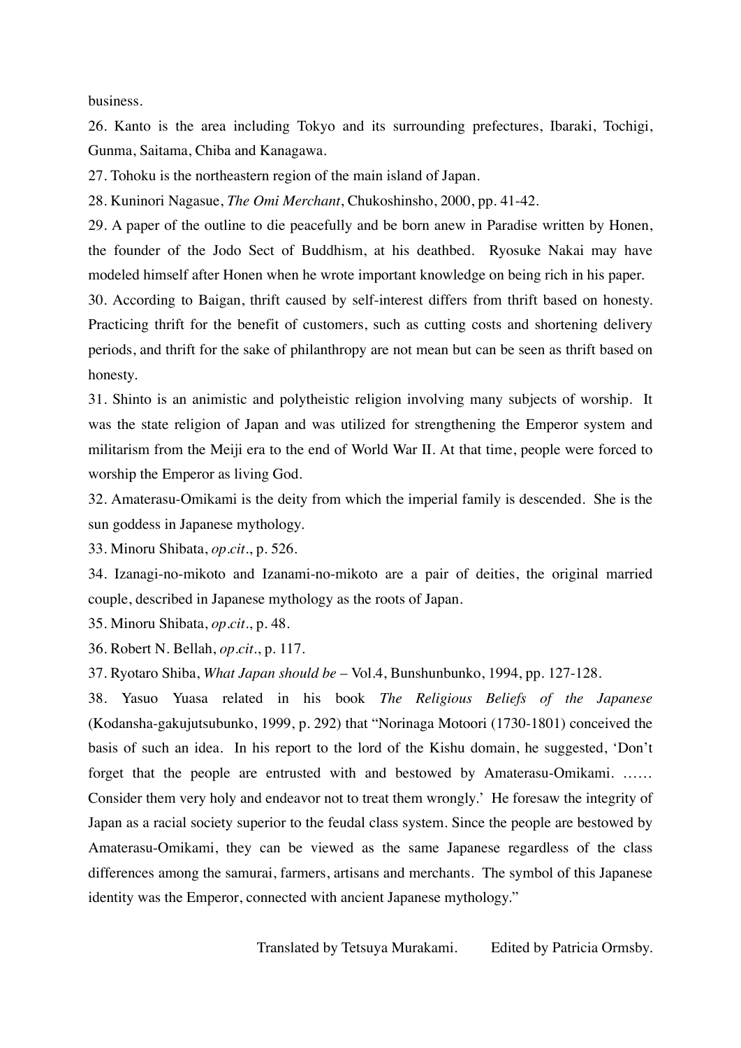business.

26. Kanto is the area including Tokyo and its surrounding prefectures, Ibaraki, Tochigi, Gunma, Saitama, Chiba and Kanagawa.

27. Tohoku is the northeastern region of the main island of Japan.

28. Kuninori Nagasue, *The Omi Merchant*, Chukoshinsho, 2000, pp. 41-42.

29. A paper of the outline to die peacefully and be born anew in Paradise written by Honen, the founder of the Jodo Sect of Buddhism, at his deathbed. Ryosuke Nakai may have modeled himself after Honen when he wrote important knowledge on being rich in his paper.

30. According to Baigan, thrift caused by self-interest differs from thrift based on honesty. Practicing thrift for the benefit of customers, such as cutting costs and shortening delivery periods, and thrift for the sake of philanthropy are not mean but can be seen as thrift based on honesty.

31. Shinto is an animistic and polytheistic religion involving many subjects of worship. It was the state religion of Japan and was utilized for strengthening the Emperor system and militarism from the Meiji era to the end of World War II. At that time, people were forced to worship the Emperor as living God.

32. Amaterasu-Omikami is the deity from which the imperial family is descended. She is the sun goddess in Japanese mythology.

33. Minoru Shibata, *op.cit*., p. 526.

34. Izanagi-no-mikoto and Izanami-no-mikoto are a pair of deities, the original married couple, described in Japanese mythology as the roots of Japan.

35. Minoru Shibata, *op.cit*., p. 48.

36. Robert N. Bellah, *op.cit*., p. 117.

37. Ryotaro Shiba, *What Japan should be* – Vol.4, Bunshunbunko, 1994, pp. 127-128.

38. Yasuo Yuasa related in his book *The Religious Beliefs of the Japanese* (Kodansha-gakujutsubunko, 1999, p. 292) that "Norinaga Motoori (1730-1801) conceived the basis of such an idea. In his report to the lord of the Kishu domain, he suggested, 'Don't forget that the people are entrusted with and bestowed by Amaterasu-Omikami. …… Consider them very holy and endeavor not to treat them wrongly.' He foresaw the integrity of Japan as a racial society superior to the feudal class system. Since the people are bestowed by Amaterasu-Omikami, they can be viewed as the same Japanese regardless of the class differences among the samurai, farmers, artisans and merchants. The symbol of this Japanese identity was the Emperor, connected with ancient Japanese mythology."

Translated by Tetsuya Murakami. Edited by Patricia Ormsby.